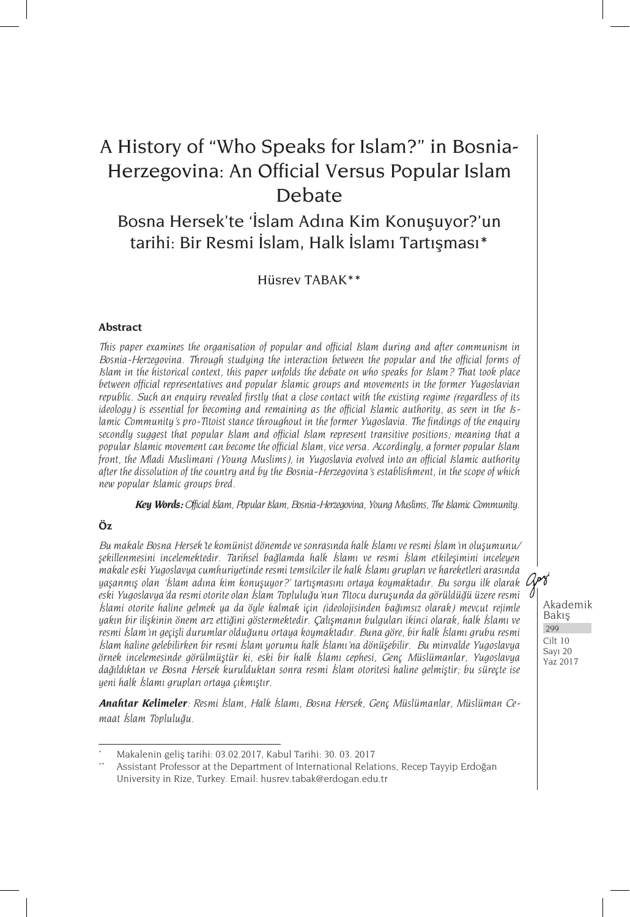# A History of "Who Speaks for Islam?" in Bosnia-Herzegovina: An Official Versus Popular Islam Debate

## Bosna Hersek'te 'İslam Adına Kim Konuşuyor?'un tarihi: Bir Resmi İslam, Halk İslamı Tartışması*

Hüsrev TABAK**

### Abstract

*This paper examines the organisation of popular and official Islam during and after communism in Bosnia-Herzegovina. Through studying the interaction between the popular and the official forms of Islam in the historical context, this paper unfolds the debate on who speaks for Islam? That took place between official representatives and popular Islamic groups and movements in the former Yugoslavian republic. Such an enquiry revealed firstly that a close contact with the existing regime (regardless of its ideology) is essential for becoming and remaining as the official Islamic authority, as seen in the Islamic Community's pro-Titoist stance throughout in the former Yugoslavia. The findings of the enquiry secondly suggest that popular Islam and official Islam represent transitive positions; meaning that a popular Islamic movement can become the official Islam, vice versa. Accordingly, a former popular Islam front, the Mladi Muslimani (Young Muslims), in Yugoslavia evolved into an official Islamic authority after the dissolution of the country and by the Bosnia-Herzegovina's establishment, in the scope of which new popular Islamic groups bred.*

***Key Words:*** *Official Islam, Popular Islam, Bosnia-Herzegovina, Young Muslims, The Islamic Community.*

### Öz

*Bu makale Bosna Hersek'te komünist dönemde ve sonrasında halk İslamı ve resmi İslam'ın oluşumunu/şekillenmesini incelemektedir. Tarihsel bağlamda halk İslamı ve resmi İslam etkileşimini inceleyen makale eski Yugoslavya cumhuriyetinde resmi temsilciler ile halk İslamı grupları ve hareketleri arasında yaşanmış olan 'İslam adına kim konuşuyor?' tartışmasını ortaya koymaktadır. Bu sorgu ilk olarak eski Yugoslavya'da resmi otorite olan İslam Topluluğu'nun Titocu duruşunda da görüldüğü üzere resmi İslami otorite haline gelmek ya da öyle kalmak için (ideolojisinden bağımsız olarak) mevcut rejimle yakın bir ilişkinin önem arz ettiğini göstermektedir. Çalışmanın bulguları ikinci olarak, halk İslamı ve resmi İslam'ın geçişli durumlar olduğunu ortaya koymaktadır. Buna göre, bir halk İslamı grubu resmi İslam haline gelebilirken bir resmi İslam yorumu halk İslamı'na dönüşebilir. Bu minvalde Yugoslavya örnek incelemesinde görülmüştür ki, eski bir halk İslamı cephesi, Genç Müslümanlar, Yugoslavya dağıldıktan ve Bosna Hersek kurulduktan sonra resmi İslam otoritesi haline gelmiştir; bu süreçte ise yeni halk İslamı grupları ortaya çıkmıştır.*

***Anahtar Kelimeler****: Resmi İslam, Halk İslamı, Bosna Hersek, Genç Müslümanlar, Müslüman Cemaat İslam Topluluğu.*

---

\* Makalenin geliş tarihi: 03.02.2017, Kabul Tarihi: 30. 03. 2017

\** Assistant Professor at the Department of International Relations, Recep Tayyip Erdoğan University in Rize, Turkey. Email: husrev.tabak@erdogan.edu.tr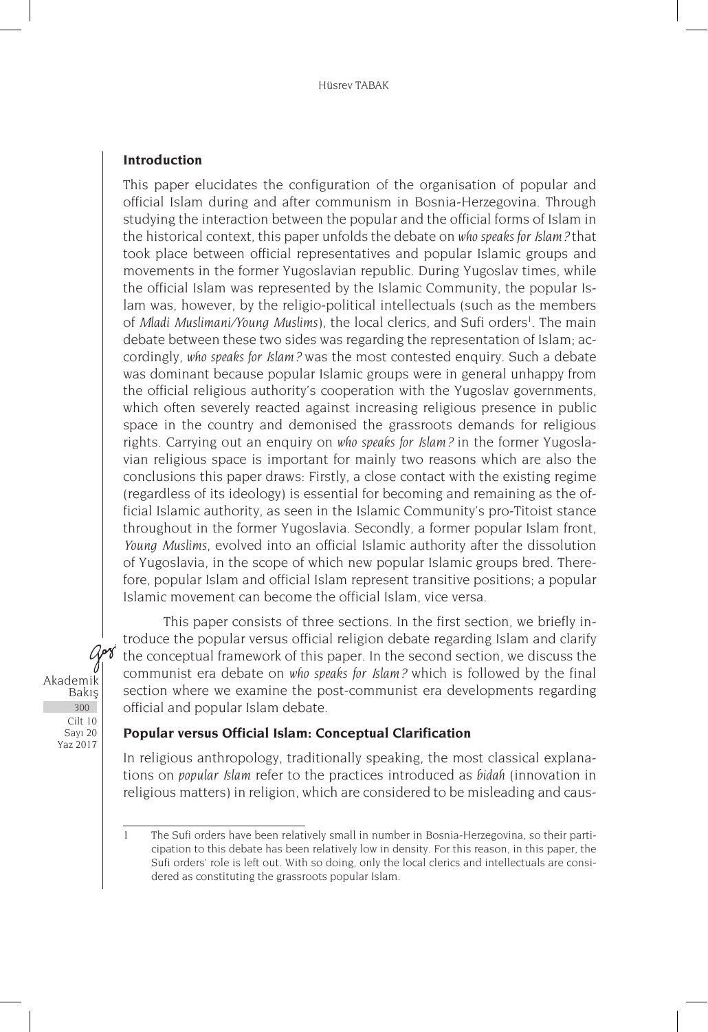## Introduction

This paper elucidates the configuration of the organisation of popular and official Islam during and after communism in Bosnia-Herzegovina. Through studying the interaction between the popular and the official forms of Islam in the historical context, this paper unfolds the debate on *who speaks for Islam?* that took place between official representatives and popular Islamic groups and movements in the former Yugoslavian republic. During Yugoslav times, while the official Islam was represented by the Islamic Community, the popular Islam was, however, by the religio-political intellectuals (such as the members of *Mladi Muslimani/Young Muslims*), the local clerics, and Sufi orders[1]. The main debate between these two sides was regarding the representation of Islam; accordingly, *who speaks for Islam?* was the most contested enquiry. Such a debate was dominant because popular Islamic groups were in general unhappy from the official religious authority's cooperation with the Yugoslav governments, which often severely reacted against increasing religious presence in public space in the country and demonised the grassroots demands for religious rights. Carrying out an enquiry on *who speaks for Islam?* in the former Yugoslavian religious space is important for mainly two reasons which are also the conclusions this paper draws: Firstly, a close contact with the existing regime (regardless of its ideology) is essential for becoming and remaining as the official Islamic authority, as seen in the Islamic Community's pro-Titoist stance throughout in the former Yugoslavia. Secondly, a former popular Islam front, *Young Muslims*, evolved into an official Islamic authority after the dissolution of Yugoslavia, in the scope of which new popular Islamic groups bred. Therefore, popular Islam and official Islam represent transitive positions; a popular Islamic movement can become the official Islam, vice versa.

This paper consists of three sections. In the first section, we briefly introduce the popular versus official religion debate regarding Islam and clarify the conceptual framework of this paper. In the second section, we discuss the communist era debate on *who speaks for Islam?* which is followed by the final section where we examine the post-communist era developments regarding official and popular Islam debate.

## Popular versus Official Islam: Conceptual Clarification

In religious anthropology, traditionally speaking, the most classical explanations on *popular Islam* refer to the practices introduced as *bidah* (innovation in religious matters) in religion, which are considered to be misleading and caus-

---

1 The Sufi orders have been relatively small in number in Bosnia-Herzegovina, so their participation to this debate has been relatively low in density. For this reason, in this paper, the Sufi orders' role is left out. With so doing, only the local clerics and intellectuals are considered as constituting the grassroots popular Islam.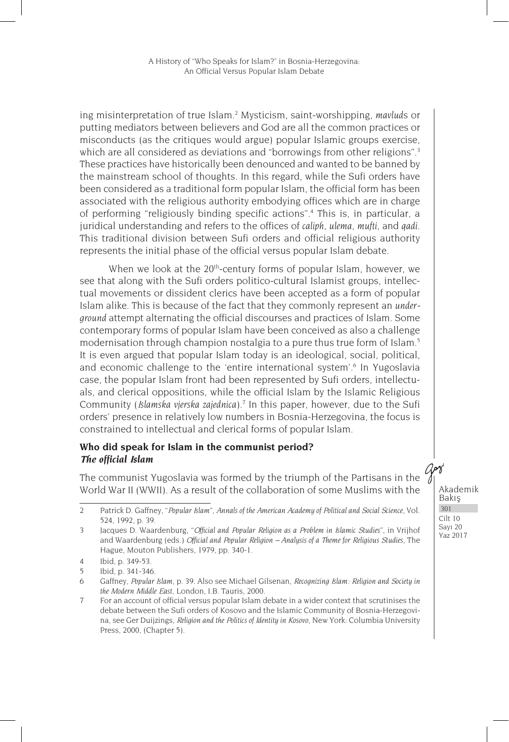ing misinterpretation of true Islam.[2] Mysticism, saint-worshipping, *mavlud*s or putting mediators between believers and God are all the common practices or misconducts (as the critiques would argue) popular Islamic groups exercise, which are all considered as deviations and "borrowings from other religions".[3] These practices have historically been denounced and wanted to be banned by the mainstream school of thoughts. In this regard, while the Sufi orders have been considered as a traditional form popular Islam, the official form has been associated with the religious authority embodying offices which are in charge of performing "religiously binding specific actions".[4] This is, in particular, a juridical understanding and refers to the offices of *caliph*, *ulema*, *mufti*, and *qadi*. This traditional division between Sufi orders and official religious authority represents the initial phase of the official versus popular Islam debate.

When we look at the 20th-century forms of popular Islam, however, we see that along with the Sufi orders politico-cultural Islamist groups, intellectual movements or dissident clerics have been accepted as a form of popular Islam alike. This is because of the fact that they commonly represent an *underground* attempt alternating the official discourses and practices of Islam. Some contemporary forms of popular Islam have been conceived as also a challenge modernisation through champion nostalgia to a pure thus true form of Islam.[5] It is even argued that popular Islam today is an ideological, social, political, and economic challenge to the 'entire international system'.[6] In Yugoslavia case, the popular Islam front had been represented by Sufi orders, intellectuals, and clerical oppositions, while the official Islam by the Islamic Religious Community (*Islamska vjerska zajednica*).[7] In this paper, however, due to the Sufi orders' presence in relatively low numbers in Bosnia-Herzegovina, the focus is constrained to intellectual and clerical forms of popular Islam.

### Who did speak for Islam in the communist period? *The official Islam*

The communist Yugoslavia was formed by the triumph of the Partisans in the World War II (WWII). As a result of the collaboration of some Muslims with the

---

2 Patrick D. Gaffney, "*Popular Islam*", *Annals of the American Academy of Political and Social Science*, Vol. 524, 1992, p. 39.

3 Jacques D. Waardenburg, "*Official and Popular Religion as a Problem in Islamic Studies*", in Vrijhof and Waardenburg (eds.) *Official and Popular Religion – Analysis of a Theme for Religious Studies*, The Hague, Mouton Publishers, 1979, pp. 340-1.

4 Ibid, p. 349-53.

5 Ibid, p. 341-346.

6 Gaffney, *Popular Islam*, p. 39. Also see Michael Gilsenan, *Recognizing Islam: Religion and Society in the Modern Middle East*, London, I.B. Tauris, 2000.

7 For an account of official versus popular Islam debate in a wider context that scrutinises the debate between the Sufi orders of Kosovo and the Islamic Community of Bosnia-Herzegovina, see Ger Duijzings, *Religion and the Politics of Identity in Kosovo*, New York: Columbia University Press, 2000, (Chapter 5).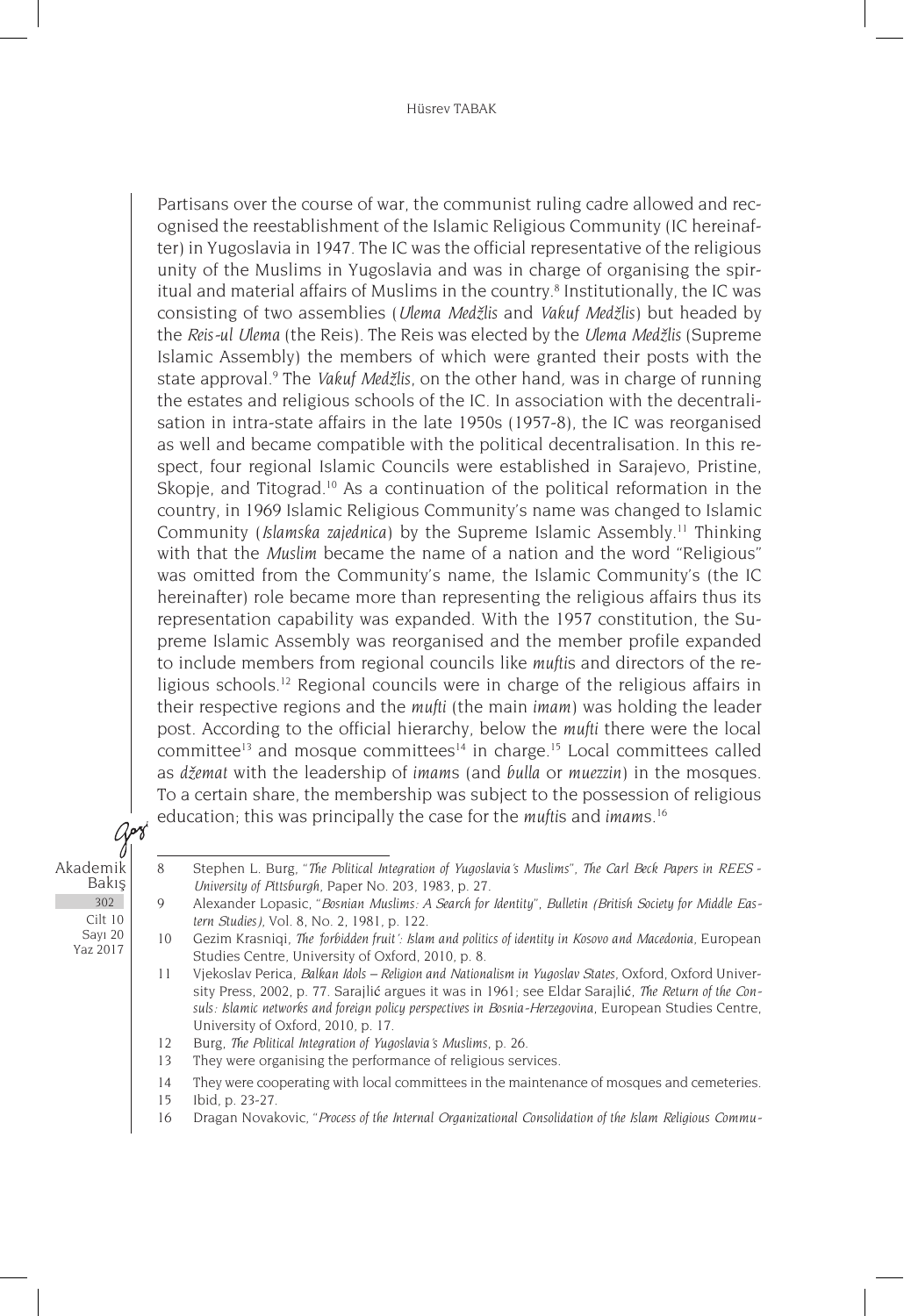Partisans over the course of war, the communist ruling cadre allowed and recognised the reestablishment of the Islamic Religious Community (IC hereinafter) in Yugoslavia in 1947. The IC was the official representative of the religious unity of the Muslims in Yugoslavia and was in charge of organising the spiritual and material affairs of Muslims in the country.[8] Institutionally, the IC was consisting of two assemblies (*Ulema Medžlis* and *Vakuf Medžlis*) but headed by the *Reis-ul Ulema* (the Reis). The Reis was elected by the *Ulema Medžlis* (Supreme Islamic Assembly) the members of which were granted their posts with the state approval.[9] The *Vakuf Medžlis*, on the other hand, was in charge of running the estates and religious schools of the IC. In association with the decentralisation in intra-state affairs in the late 1950s (1957-8), the IC was reorganised as well and became compatible with the political decentralisation. In this respect, four regional Islamic Councils were established in Sarajevo, Pristine, Skopje, and Titograd.[10] As a continuation of the political reformation in the country, in 1969 Islamic Religious Community's name was changed to Islamic Community (*Islamska zajednica*) by the Supreme Islamic Assembly.[11] Thinking with that the *Muslim* became the name of a nation and the word "Religious" was omitted from the Community's name, the Islamic Community's (the IC hereinafter) role became more than representing the religious affairs thus its representation capability was expanded. With the 1957 constitution, the Supreme Islamic Assembly was reorganised and the member profile expanded to include members from regional councils like *mufti*s and directors of the religious schools.[12] Regional councils were in charge of the religious affairs in their respective regions and the *mufti* (the main *imam*) was holding the leader post. According to the official hierarchy, below the *mufti* there were the local committee[13] and mosque committees[14] in charge.[15] Local committees called as *džemat* with the leadership of *imam*s (and *bulla* or *muezzin*) in the mosques. To a certain share, the membership was subject to the possession of religious education; this was principally the case for the *mufti*s and *imam*s.[16]

---

8 Stephen L. Burg, "*The Political Integration of Yugoslavia's Muslims*", *The Carl Beck Papers in REES - University of Pittsburgh*, Paper No. 203, 1983, p. 27.

9 Alexander Lopasic, "*Bosnian Muslims: A Search for Identity*", *Bulletin (British Society for Middle Eastern Studies)*, Vol. 8, No. 2, 1981, p. 122.

10 Gezim Krasniqi, *The forbidden fruit': Islam and politics of identity in Kosovo and Macedonia*, European Studies Centre, University of Oxford, 2010, p. 8.

11 Vjekoslav Perica, *Balkan Idols – Religion and Nationalism in Yugoslav States*, Oxford, Oxford University Press, 2002, p. 72. Sarajlić argues it was in 1961; see Eldar Sarajlić, *The Return of the Consuls: Islamic networks and foreign policy perspectives in Bosnia-Herzegovina*, European Studies Centre, University of Oxford, 2010, p. 17.

12 Burg, *The Political Integration of Yugoslavia's Muslims*, p. 26.

13 They were organising the performance of religious services.

14 They were cooperating with local committees in the maintenance of mosques and cemeteries.

15 Ibid, p. 23-27.

16 Dragan Novakovic, "*Process of the Internal Organizational Consolidation of the Islam Religious Commu-*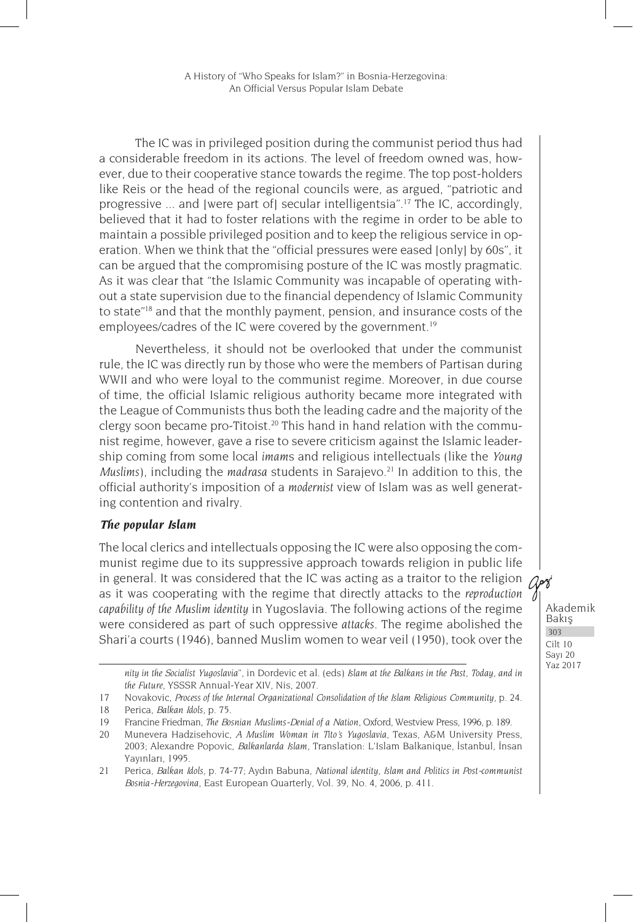The IC was in privileged position during the communist period thus had a considerable freedom in its actions. The level of freedom owned was, however, due to their cooperative stance towards the regime. The top post-holders like Reis or the head of the regional councils were, as argued, "patriotic and progressive ... and [were part of] secular intelligentsia".[17] The IC, accordingly, believed that it had to foster relations with the regime in order to be able to maintain a possible privileged position and to keep the religious service in operation. When we think that the "official pressures were eased [only] by 60s", it can be argued that the compromising posture of the IC was mostly pragmatic. As it was clear that "the Islamic Community was incapable of operating without a state supervision due to the financial dependency of Islamic Community to state"[18] and that the monthly payment, pension, and insurance costs of the employees/cadres of the IC were covered by the government.[19]

Nevertheless, it should not be overlooked that under the communist rule, the IC was directly run by those who were the members of Partisan during WWII and who were loyal to the communist regime. Moreover, in due course of time, the official Islamic religious authority became more integrated with the League of Communists thus both the leading cadre and the majority of the clergy soon became pro-Titoist.[20] This hand in hand relation with the communist regime, however, gave a rise to severe criticism against the Islamic leadership coming from some local *imam*s and religious intellectuals (like the *Young Muslims*), including the *madrasa* students in Sarajevo.[21] In addition to this, the official authority's imposition of a *modernist* view of Islam was as well generating contention and rivalry.

### *The popular Islam*

The local clerics and intellectuals opposing the IC were also opposing the communist regime due to its suppressive approach towards religion in public life in general. It was considered that the IC was acting as a traitor to the religion as it was cooperating with the regime that directly attacks to the *reproduction capability of the Muslim identity* in Yugoslavia. The following actions of the regime were considered as part of such oppressive *attacks*. The regime abolished the Shari'a courts (1946), banned Muslim women to wear veil (1950), took over the

---

*nity in the Socialist Yugoslavia*", in Dordevic et al. (eds) *Islam at the Balkans in the Past, Today, and in the Future*, YSSSR Annual-Year XIV, Nis, 2007.

17 Novakovic, *Process of the Internal Organizational Consolidation of the Islam Religious Community*, p. 24.

18 Perica, *Balkan Idols*, p. 75.

19 Francine Friedman, *The Bosnian Muslims-Denial of a Nation*, Oxford, Westview Press, 1996, p. 189.

20 Munevera Hadzisehovic, *A Muslim Woman in Tito's Yugoslavia*, Texas, A&M University Press, 2003; Alexandre Popovic, *Balkanlarda İslam*, Translation: L'Islam Balkanique, İstanbul, İnsan Yayınları, 1995.

21 Perica, *Balkan Idols*, p. 74-77; Aydın Babuna, *National identity, Islam and Politics in Post-communist Bosnia-Herzegovina*, East European Quarterly, Vol. 39, No. 4, 2006, p. 411.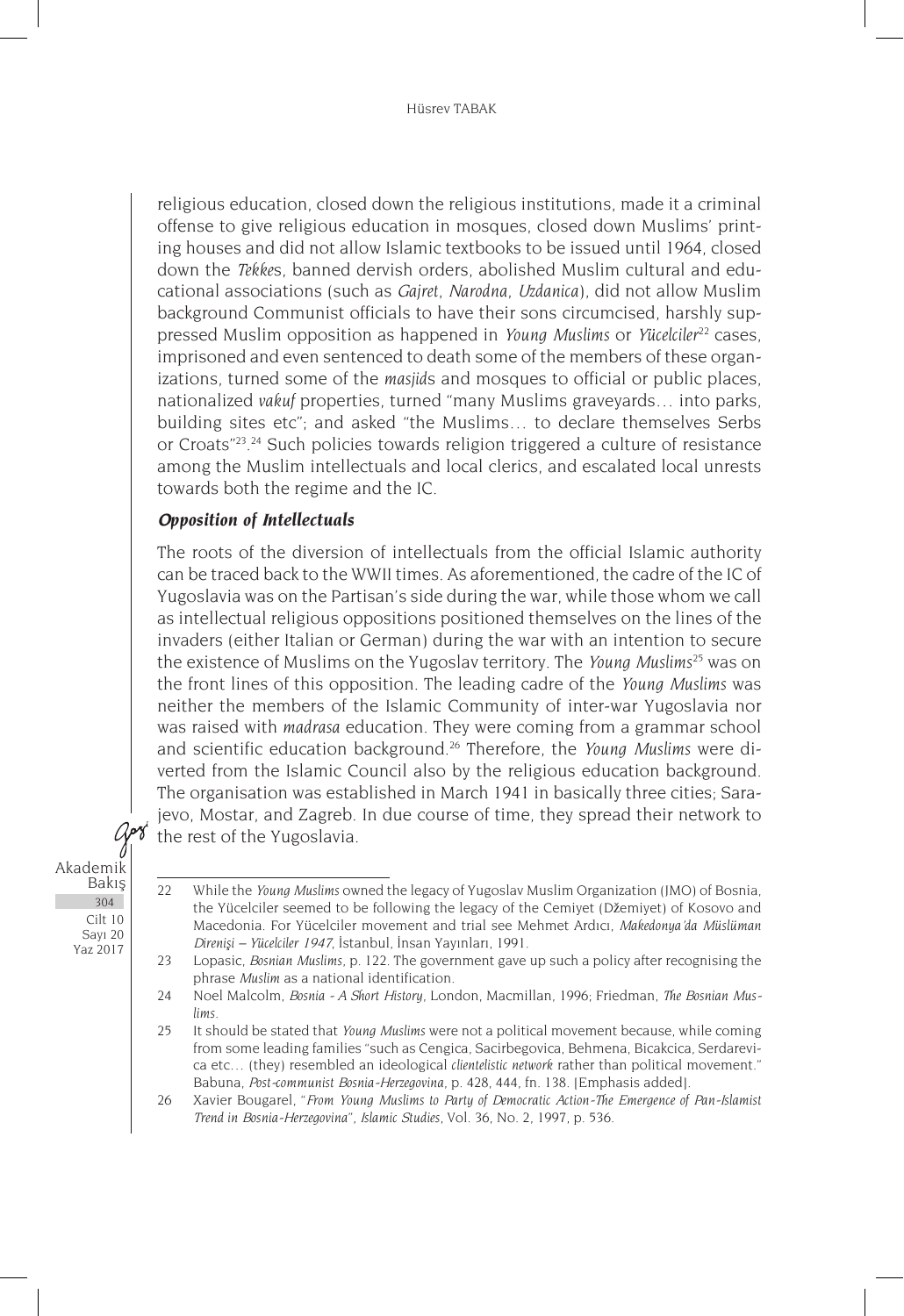religious education, closed down the religious institutions, made it a criminal offense to give religious education in mosques, closed down Muslims' printing houses and did not allow Islamic textbooks to be issued until 1964, closed down the *Tekke*s, banned dervish orders, abolished Muslim cultural and educational associations (such as *Gajret*, *Narodna*, *Uzdanica*), did not allow Muslim background Communist officials to have their sons circumcised, harshly suppressed Muslim opposition as happened in *Young Muslims* or *Yücelciler*[22] cases, imprisoned and even sentenced to death some of the members of these organizations, turned some of the *masjid*s and mosques to official or public places, nationalized *vakuf* properties, turned "many Muslims graveyards… into parks, building sites etc"; and asked "the Muslims… to declare themselves Serbs or Croats"[23].[24] Such policies towards religion triggered a culture of resistance among the Muslim intellectuals and local clerics, and escalated local unrests towards both the regime and the IC.

### *Opposition of Intellectuals*

The roots of the diversion of intellectuals from the official Islamic authority can be traced back to the WWII times. As aforementioned, the cadre of the IC of Yugoslavia was on the Partisan's side during the war, while those whom we call as intellectual religious oppositions positioned themselves on the lines of the invaders (either Italian or German) during the war with an intention to secure the existence of Muslims on the Yugoslav territory. The *Young Muslims*[25] was on the front lines of this opposition. The leading cadre of the *Young Muslims* was neither the members of the Islamic Community of inter-war Yugoslavia nor was raised with *madrasa* education. They were coming from a grammar school and scientific education background.[26] Therefore, the *Young Muslims* were diverted from the Islamic Council also by the religious education background. The organisation was established in March 1941 in basically three cities; Sarajevo, Mostar, and Zagreb. In due course of time, they spread their network to the rest of the Yugoslavia.

---

22 While the *Young Muslims* owned the legacy of Yugoslav Muslim Organization (JMO) of Bosnia, the Yücelciler seemed to be following the legacy of the Cemiyet (Džemiyet) of Kosovo and Macedonia. For Yücelciler movement and trial see Mehmet Ardıcı, *Makedonya'da Müslüman Direnişi – Yücelciler 1947*, İstanbul, İnsan Yayınları, 1991.

23 Lopasic, *Bosnian Muslims*, p. 122. The government gave up such a policy after recognising the phrase *Muslim* as a national identification.

24 Noel Malcolm, *Bosnia - A Short History*, London, Macmillan, 1996; Friedman, *The Bosnian Muslims*.

25 It should be stated that *Young Muslims* were not a political movement because, while coming from some leading families "such as Cengica, Sacirbegovica, Behmena, Bicakcica, Serdarevica etc… (they) resembled an ideological *clientelistic network* rather than political movement." Babuna, *Post-communist Bosnia-Herzegovina*, p. 428, 444, fn. 138. [Emphasis added].

26 Xavier Bougarel, "*From Young Muslims to Party of Democratic Action-The Emergence of Pan-Islamist Trend in Bosnia-Herzegovina*", *Islamic Studies*, Vol. 36, No. 2, 1997, p. 536.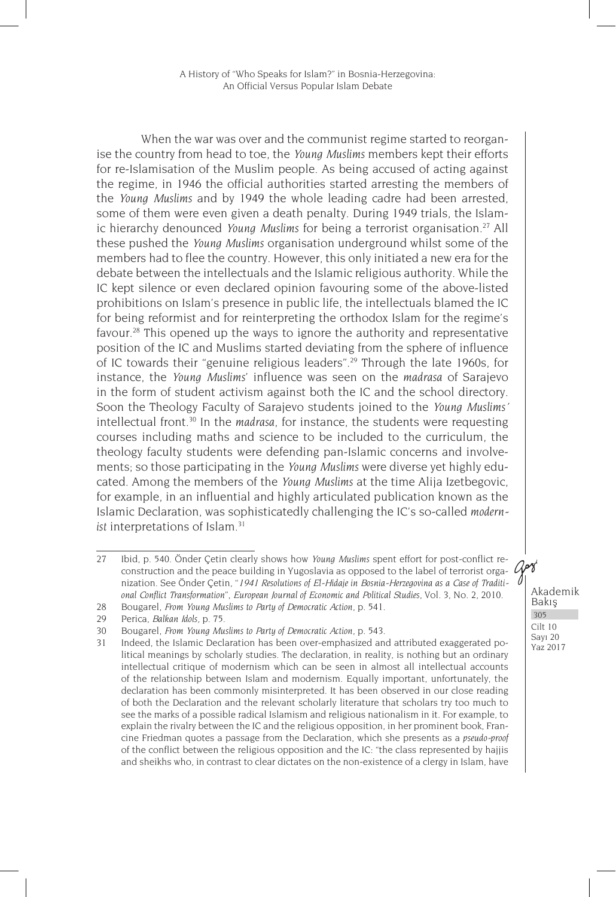When the war was over and the communist regime started to reorganise the country from head to toe, the *Young Muslims* members kept their efforts for re-Islamisation of the Muslim people. As being accused of acting against the regime, in 1946 the official authorities started arresting the members of the *Young Muslims* and by 1949 the whole leading cadre had been arrested, some of them were even given a death penalty. During 1949 trials, the Islamic hierarchy denounced *Young Muslims* for being a terrorist organisation.[27] All these pushed the *Young Muslims* organisation underground whilst some of the members had to flee the country. However, this only initiated a new era for the debate between the intellectuals and the Islamic religious authority. While the IC kept silence or even declared opinion favouring some of the above-listed prohibitions on Islam's presence in public life, the intellectuals blamed the IC for being reformist and for reinterpreting the orthodox Islam for the regime's favour.[28] This opened up the ways to ignore the authority and representative position of the IC and Muslims started deviating from the sphere of influence of IC towards their "genuine religious leaders".[29] Through the late 1960s, for instance, the *Young Muslims'* influence was seen on the *madrasa* of Sarajevo in the form of student activism against both the IC and the school directory. Soon the Theology Faculty of Sarajevo students joined to the *Young Muslims'* intellectual front.[30] In the *madrasa*, for instance, the students were requesting courses including maths and science to be included to the curriculum, the theology faculty students were defending pan-Islamic concerns and involvements; so those participating in the *Young Muslims* were diverse yet highly educated. Among the members of the *Young Muslims* at the time Alija Izetbegovic, for example, in an influential and highly articulated publication known as the Islamic Declaration, was sophisticatedly challenging the IC's so-called *modernist* interpretations of Islam.[31]

---

27 Ibid, p. 540. Önder Çetin clearly shows how *Young Muslims* spent effort for post-conflict reconstruction and the peace building in Yugoslavia as opposed to the label of terrorist organization. See Önder Çetin, "*1941 Resolutions of El-Hidaje in Bosnia-Herzegovina as a Case of Traditional Conflict Transformation*", *European Journal of Economic and Political Studies*, Vol. 3, No. 2, 2010.

28 Bougarel, *From Young Muslims to Party of Democratic Action*, p. 541.

29 Perica, *Balkan Idols*, p. 75.

30 Bougarel, *From Young Muslims to Party of Democratic Action*, p. 543.

31 Indeed, the Islamic Declaration has been over-emphasized and attributed exaggerated political meanings by scholarly studies. The declaration, in reality, is nothing but an ordinary intellectual critique of modernism which can be seen in almost all intellectual accounts of the relationship between Islam and modernism. Equally important, unfortunately, the declaration has been commonly misinterpreted. It has been observed in our close reading of both the Declaration and the relevant scholarly literature that scholars try too much to see the marks of a possible radical Islamism and religious nationalism in it. For example, to explain the rivalry between the IC and the religious opposition, in her prominent book, Francine Friedman quotes a passage from the Declaration, which she presents as a *pseudo-proof* of the conflict between the religious opposition and the IC: "the class represented by hajjis and sheikhs who, in contrast to clear dictates on the non-existence of a clergy in Islam, have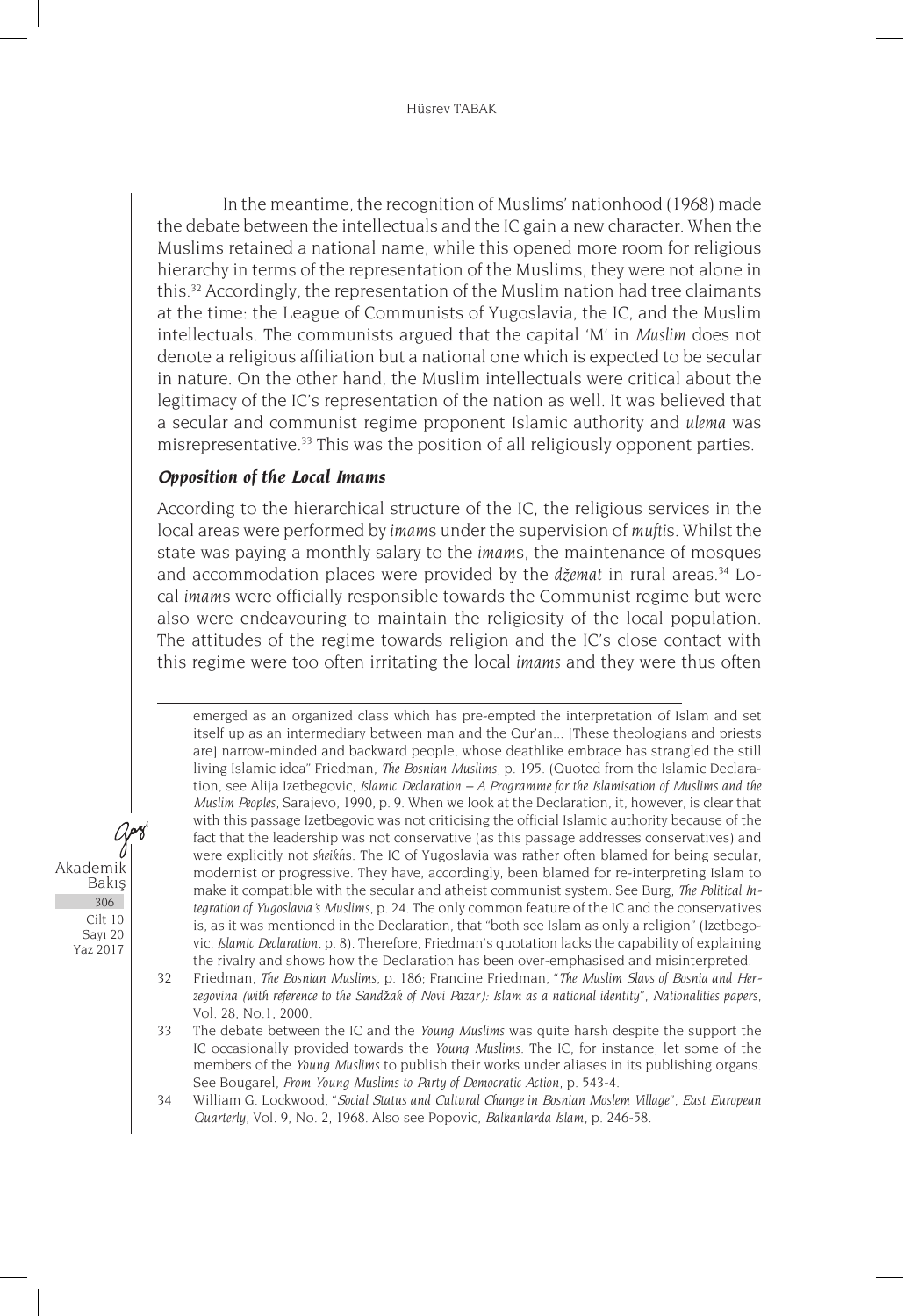In the meantime, the recognition of Muslims' nationhood (1968) made the debate between the intellectuals and the IC gain a new character. When the Muslims retained a national name, while this opened more room for religious hierarchy in terms of the representation of the Muslims, they were not alone in this.[32] Accordingly, the representation of the Muslim nation had tree claimants at the time: the League of Communists of Yugoslavia, the IC, and the Muslim intellectuals. The communists argued that the capital 'M' in *Muslim* does not denote a religious affiliation but a national one which is expected to be secular in nature. On the other hand, the Muslim intellectuals were critical about the legitimacy of the IC's representation of the nation as well. It was believed that a secular and communist regime proponent Islamic authority and *ulema* was misrepresentative.[33] This was the position of all religiously opponent parties.

### *Opposition of the Local Imams*

According to the hierarchical structure of the IC, the religious services in the local areas were performed by *imam*s under the supervision of *mufti*s. Whilst the state was paying a monthly salary to the *imam*s, the maintenance of mosques and accommodation places were provided by the *džemat* in rural areas.[34] Local *imam*s were officially responsible towards the Communist regime but were also were endeavouring to maintain the religiosity of the local population. The attitudes of the regime towards religion and the IC's close contact with this regime were too often irritating the local *imams* and they were thus often

---

emerged as an organized class which has pre-empted the interpretation of Islam and set itself up as an intermediary between man and the Qur'an... [These theologians and priests are] narrow-minded and backward people, whose deathlike embrace has strangled the still living Islamic idea" Friedman, *The Bosnian Muslims*, p. 195. (Quoted from the Islamic Declaration, see Alija Izetbegovic, *Islamic Declaration – A Programme for the Islamisation of Muslims and the Muslim Peoples*, Sarajevo, 1990, p. 9. When we look at the Declaration, it, however, is clear that with this passage Izetbegovic was not criticising the official Islamic authority because of the fact that the leadership was not conservative (as this passage addresses conservatives) and were explicitly not *sheikh*s. The IC of Yugoslavia was rather often blamed for being secular, modernist or progressive. They have, accordingly, been blamed for re-interpreting Islam to make it compatible with the secular and atheist communist system. See Burg, *The Political Integration of Yugoslavia's Muslims*, p. 24. The only common feature of the IC and the conservatives is, as it was mentioned in the Declaration, that "both see Islam as only a religion" (Izetbegovic, *Islamic Declaration*, p. 8). Therefore, Friedman's quotation lacks the capability of explaining the rivalry and shows how the Declaration has been over-emphasised and misinterpreted.

32 Friedman, *The Bosnian Muslims*, p. 186; Francine Friedman, "*The Muslim Slavs of Bosnia and Herzegovina (with reference to the Sandžak of Novi Pazar): Islam as a national identity*", *Nationalities papers*, Vol. 28, No.1, 2000.

33 The debate between the IC and the *Young Muslims* was quite harsh despite the support the IC occasionally provided towards the *Young Muslims*. The IC, for instance, let some of the members of the *Young Muslims* to publish their works under aliases in its publishing organs. See Bougarel, *From Young Muslims to Party of Democratic Action*, p. 543-4.

34 William G. Lockwood, "*Social Status and Cultural Change in Bosnian Moslem Village*", *East European Quarterly*, Vol. 9, No. 2, 1968. Also see Popovic, *Balkanlarda Islam*, p. 246-58.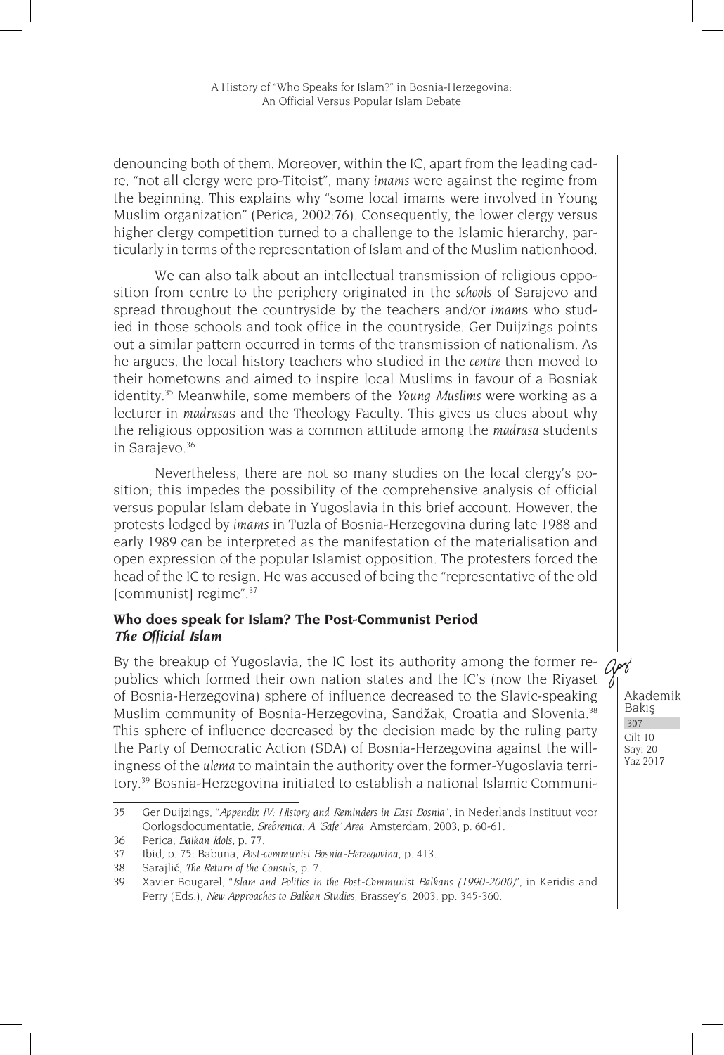denouncing both of them. Moreover, within the IC, apart from the leading cadre, "not all clergy were pro-Titoist", many *imams* were against the regime from the beginning. This explains why "some local imams were involved in Young Muslim organization" (Perica, 2002:76). Consequently, the lower clergy versus higher clergy competition turned to a challenge to the Islamic hierarchy, particularly in terms of the representation of Islam and of the Muslim nationhood.

We can also talk about an intellectual transmission of religious opposition from centre to the periphery originated in the *schools* of Sarajevo and spread throughout the countryside by the teachers and/or *imam*s who studied in those schools and took office in the countryside. Ger Duijzings points out a similar pattern occurred in terms of the transmission of nationalism. As he argues, the local history teachers who studied in the *centre* then moved to their hometowns and aimed to inspire local Muslims in favour of a Bosniak identity.[35] Meanwhile, some members of the *Young Muslims* were working as a lecturer in *madrasa*s and the Theology Faculty. This gives us clues about why the religious opposition was a common attitude among the *madrasa* students in Sarajevo.[36]

Nevertheless, there are not so many studies on the local clergy's position; this impedes the possibility of the comprehensive analysis of official versus popular Islam debate in Yugoslavia in this brief account. However, the protests lodged by *imams* in Tuzla of Bosnia-Herzegovina during late 1988 and early 1989 can be interpreted as the manifestation of the materialisation and open expression of the popular Islamist opposition. The protesters forced the head of the IC to resign. He was accused of being the "representative of the old [communist] regime".[37]

### Who does speak for Islam? The Post-Communist Period

#### *The Official Islam*

By the breakup of Yugoslavia, the IC lost its authority among the former republics which formed their own nation states and the IC's (now the Riyaset of Bosnia-Herzegovina) sphere of influence decreased to the Slavic-speaking Muslim community of Bosnia-Herzegovina, Sandžak, Croatia and Slovenia.[38] This sphere of influence decreased by the decision made by the ruling party the Party of Democratic Action (SDA) of Bosnia-Herzegovina against the willingness of the *ulema* to maintain the authority over the former-Yugoslavia territory.[39] Bosnia-Herzegovina initiated to establish a national Islamic Communi-

---

35 Ger Duijzings, "*Appendix IV: History and Reminders in East Bosnia*", in Nederlands Instituut voor Oorlogsdocumentatie, *Srebrenica: A 'Safe' Area*, Amsterdam, 2003, p. 60-61.

36 Perica, *Balkan Idols,* p. 77.

37 Ibid, p. 75; Babuna, *Post-communist Bosnia-Herzegovina*, p. 413.

38 Sarajlić, *The Return of the Consuls*, p. 7.

39 Xavier Bougarel, "*Islam and Politics in the Post-Communist Balkans (1990-2000)*", in Keridis and Perry (Eds.), *New Approaches to Balkan Studies*, Brassey's, 2003, pp. 345-360.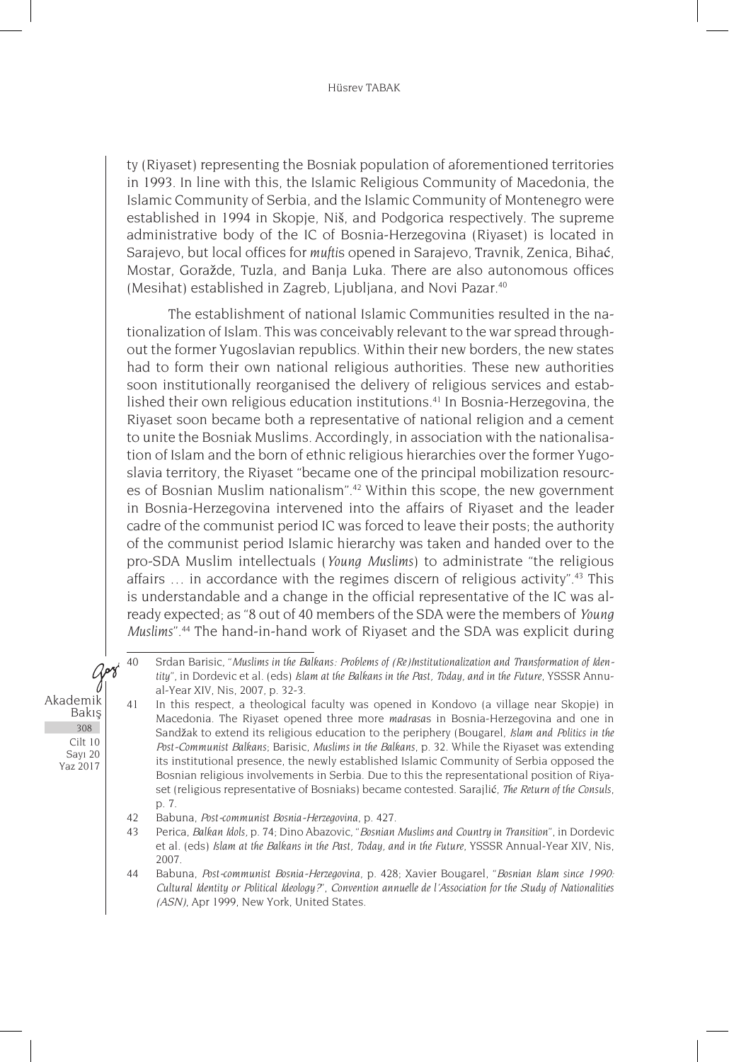ty (Riyaset) representing the Bosniak population of aforementioned territories in 1993. In line with this, the Islamic Religious Community of Macedonia, the Islamic Community of Serbia, and the Islamic Community of Montenegro were established in 1994 in Skopje, Niš, and Podgorica respectively. The supreme administrative body of the IC of Bosnia-Herzegovina (Riyaset) is located in Sarajevo, but local offices for *mufti*s opened in Sarajevo, Travnik, Zenica, Bihać, Mostar, Goražde, Tuzla, and Banja Luka. There are also autonomous offices (Mesihat) established in Zagreb, Ljubljana, and Novi Pazar.[40]

The establishment of national Islamic Communities resulted in the nationalization of Islam. This was conceivably relevant to the war spread throughout the former Yugoslavian republics. Within their new borders, the new states had to form their own national religious authorities. These new authorities soon institutionally reorganised the delivery of religious services and established their own religious education institutions.[41] In Bosnia-Herzegovina, the Riyaset soon became both a representative of national religion and a cement to unite the Bosniak Muslims. Accordingly, in association with the nationalisation of Islam and the born of ethnic religious hierarchies over the former Yugoslavia territory, the Riyaset "became one of the principal mobilization resources of Bosnian Muslim nationalism".[42] Within this scope, the new government in Bosnia-Herzegovina intervened into the affairs of Riyaset and the leader cadre of the communist period IC was forced to leave their posts; the authority of the communist period Islamic hierarchy was taken and handed over to the pro-SDA Muslim intellectuals (*Young Muslims*) to administrate "the religious affairs … in accordance with the regimes discern of religious activity".[43] This is understandable and a change in the official representative of the IC was already expected; as "8 out of 40 members of the SDA were the members of *Young Muslims*".[44] The hand-in-hand work of Riyaset and the SDA was explicit during

---

40 Srdan Barisic, "*Muslims in the Balkans: Problems of (Re)Institutionalization and Transformation of Identity*", in Dordevic et al. (eds) *Islam at the Balkans in the Past, Today, and in the Future*, YSSSR Annual-Year XIV, Nis, 2007, p. 32-3.

41 In this respect, a theological faculty was opened in Kondovo (a village near Skopje) in Macedonia. The Riyaset opened three more *madrasa*s in Bosnia-Herzegovina and one in Sandžak to extend its religious education to the periphery (Bougarel, *Islam and Politics in the Post-Communist Balkans*; Barisic, *Muslims in the Balkans*, p. 32. While the Riyaset was extending its institutional presence, the newly established Islamic Community of Serbia opposed the Bosnian religious involvements in Serbia. Due to this the representational position of Riyaset (religious representative of Bosniaks) became contested. Sarajlić, *The Return of the Consuls*, p. 7.

42 Babuna, *Post-communist Bosnia-Herzegovina*, p. 427.

43 Perica, *Balkan Idols*, p. 74; Dino Abazovic, "*Bosnian Muslims and Country in Transition*", in Dordevic et al. (eds) *Islam at the Balkans in the Past, Today, and in the Future*, YSSSR Annual-Year XIV, Nis, 2007.

44 Babuna, *Post-communist Bosnia-Herzegovina*, p. 428; Xavier Bougarel, "*Bosnian Islam since 1990: Cultural Identity or Political Ideology?*", *Convention annuelle de l'Association for the Study of Nationalities (ASN)*, Apr 1999, New York, United States.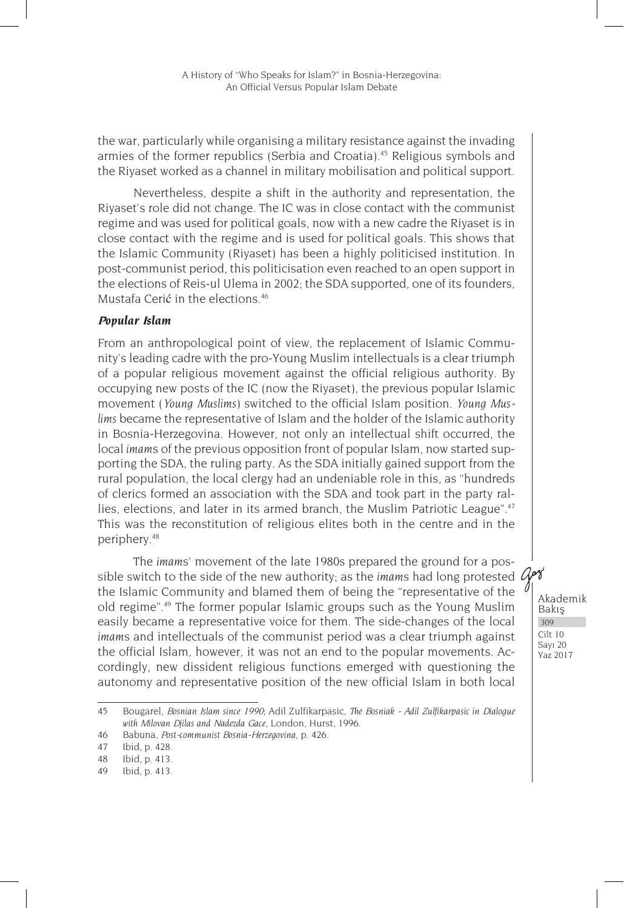the war, particularly while organising a military resistance against the invading armies of the former republics (Serbia and Croatia).[45] Religious symbols and the Riyaset worked as a channel in military mobilisation and political support.

Nevertheless, despite a shift in the authority and representation, the Riyaset's role did not change. The IC was in close contact with the communist regime and was used for political goals, now with a new cadre the Riyaset is in close contact with the regime and is used for political goals. This shows that the Islamic Community (Riyaset) has been a highly politicised institution. In post-communist period, this politicisation even reached to an open support in the elections of Reis-ul Ulema in 2002; the SDA supported, one of its founders, Mustafa Cerić in the elections.[46]

### *Popular Islam*

From an anthropological point of view, the replacement of Islamic Community's leading cadre with the pro-Young Muslim intellectuals is a clear triumph of a popular religious movement against the official religious authority. By occupying new posts of the IC (now the Riyaset), the previous popular Islamic movement (*Young Muslims*) switched to the official Islam position. *Young Muslims* became the representative of Islam and the holder of the Islamic authority in Bosnia-Herzegovina. However, not only an intellectual shift occurred, the local *imam*s of the previous opposition front of popular Islam, now started supporting the SDA, the ruling party. As the SDA initially gained support from the rural population, the local clergy had an undeniable role in this, as "hundreds of clerics formed an association with the SDA and took part in the party rallies, elections, and later in its armed branch, the Muslim Patriotic League".[47] This was the reconstitution of religious elites both in the centre and in the periphery.[48]

The *imam*s' movement of the late 1980s prepared the ground for a possible switch to the side of the new authority; as the *imam*s had long protested the Islamic Community and blamed them of being the "representative of the old regime".[49] The former popular Islamic groups such as the Young Muslim easily became a representative voice for them. The side-changes of the local *imam*s and intellectuals of the communist period was a clear triumph against the official Islam, however, it was not an end to the popular movements. Accordingly, new dissident religious functions emerged with questioning the autonomy and representative position of the new official Islam in both local

---

45 Bougarel, *Bosnian Islam since 1990*; Adil Zulfikarpasic, *The Bosniak - Adil Zulfikarpasic in Dialogue with Milovan Djilas and Nadezda Gace*, London, Hurst, 1996.

46 Babuna, *Post-communist Bosnia-Herzegovina*, p. 426.

47 Ibid, p. 428.

48 Ibid, p. 413.

49 Ibid, p. 413.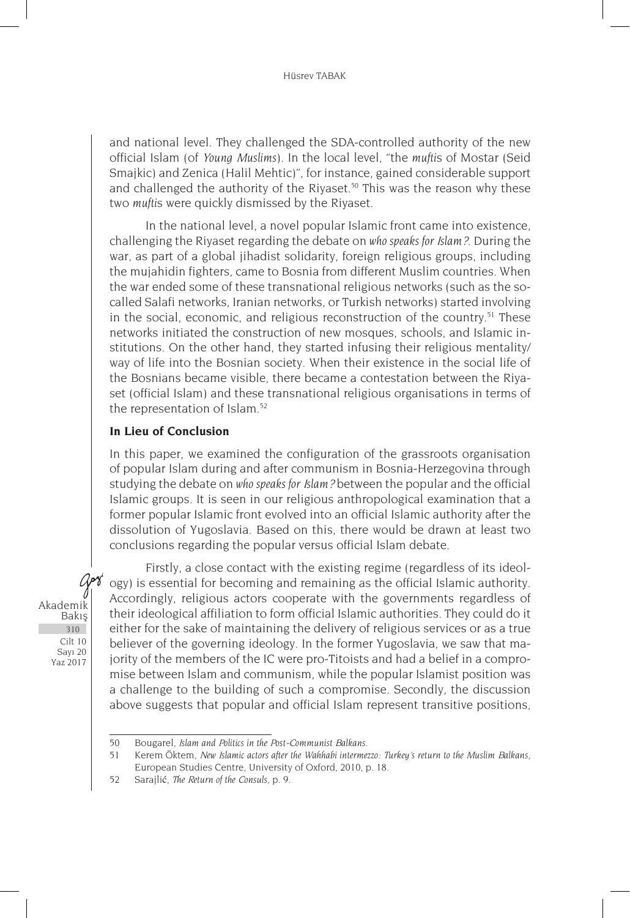and national level. They challenged the SDA-controlled authority of the new official Islam (of *Young Muslims*). In the local level, "the *mufti*s of Mostar (Seid Smajkic) and Zenica (Halil Mehtic)", for instance, gained considerable support and challenged the authority of the Riyaset.[50] This was the reason why these two *mufti*s were quickly dismissed by the Riyaset.

In the national level, a novel popular Islamic front came into existence, challenging the Riyaset regarding the debate on *who speaks for Islam?*. During the war, as part of a global jihadist solidarity, foreign religious groups, including the mujahidin fighters, came to Bosnia from different Muslim countries. When the war ended some of these transnational religious networks (such as the so-called Salafi networks, Iranian networks, or Turkish networks) started involving in the social, economic, and religious reconstruction of the country.[51] These networks initiated the construction of new mosques, schools, and Islamic institutions. On the other hand, they started infusing their religious mentality/way of life into the Bosnian society. When their existence in the social life of the Bosnians became visible, there became a contestation between the Riyaset (official Islam) and these transnational religious organisations in terms of the representation of Islam.[52]

### In Lieu of Conclusion

In this paper, we examined the configuration of the grassroots organisation of popular Islam during and after communism in Bosnia-Herzegovina through studying the debate on *who speaks for Islam?* between the popular and the official Islamic groups. It is seen in our religious anthropological examination that a former popular Islamic front evolved into an official Islamic authority after the dissolution of Yugoslavia. Based on this, there would be drawn at least two conclusions regarding the popular versus official Islam debate.

Firstly, a close contact with the existing regime (regardless of its ideology) is essential for becoming and remaining as the official Islamic authority. Accordingly, religious actors cooperate with the governments regardless of their ideological affiliation to form official Islamic authorities. They could do it either for the sake of maintaining the delivery of religious services or as a true believer of the governing ideology. In the former Yugoslavia, we saw that majority of the members of the IC were pro-Titoists and had a belief in a compromise between Islam and communism, while the popular Islamist position was a challenge to the building of such a compromise. Secondly, the discussion above suggests that popular and official Islam represent transitive positions,

---

50 Bougarel, *Islam and Politics in the Post-Communist Balkans*.

51 Kerem Öktem, *New Islamic actors after the Wahhabi intermezzo: Turkey's return to the Muslim Balkans*, European Studies Centre, University of Oxford, 2010, p. 18.

52 Sarajlić, *The Return of the Consuls*, p. 9.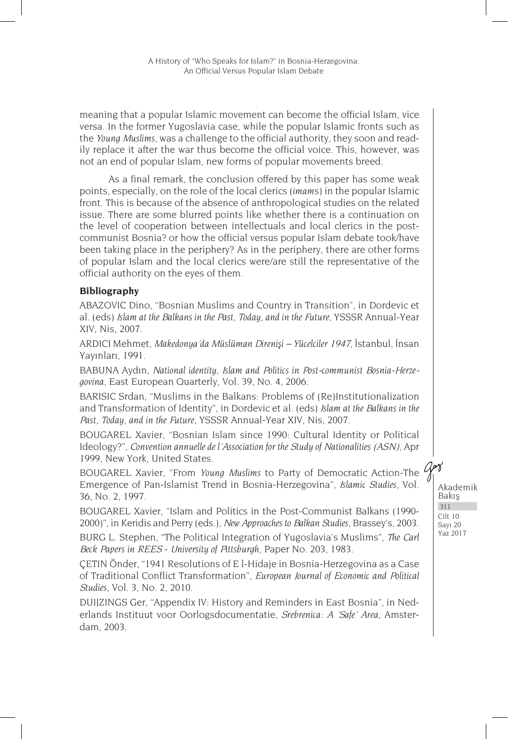meaning that a popular Islamic movement can become the official Islam, vice versa. In the former Yugoslavia case, while the popular Islamic fronts such as the *Young Muslims*, was a challenge to the official authority, they soon and readily replace it after the war thus become the official voice. This, however, was not an end of popular Islam, new forms of popular movements breed.

As a final remark, the conclusion offered by this paper has some weak points, especially, on the role of the local clerics (*imam*s) in the popular Islamic front. This is because of the absence of anthropological studies on the related issue. There are some blurred points like whether there is a continuation on the level of cooperation between intellectuals and local clerics in the post-communist Bosnia? or how the official versus popular Islam debate took/have been taking place in the periphery? As in the periphery, there are other forms of popular Islam and the local clerics were/are still the representative of the official authority on the eyes of them.

**Bibliography**

ABAZOVIC Dino, "Bosnian Muslims and Country in Transition", in Dordevic et al. (eds) *Islam at the Balkans in the Past, Today, and in the Future*, YSSSR Annual-Year XIV, Nis, 2007.

ARDICI Mehmet, *Makedonya'da Müslüman Direnişi – Yücelciler 1947*, İstanbul, İnsan Yayınları, 1991.

BABUNA Aydın, *National identity, Islam and Politics in Post-communist Bosnia-Herzegovina*, East European Quarterly, Vol. 39, No. 4, 2006.

BARISIC Srdan, "Muslims in the Balkans: Problems of (Re)Institutionalization and Transformation of Identity", in Dordevic et al. (eds) *Islam at the Balkans in the Past, Today, and in the Future*, YSSSR Annual-Year XIV, Nis, 2007.

BOUGAREL Xavier, "Bosnian Islam since 1990: Cultural Identity or Political Ideology?", *Convention annuelle de l'Association for the Study of Nationalities (ASN)*, Apr 1999, New York, United States.

BOUGAREL Xavier, "From *Young Muslims* to Party of Democratic Action-The Emergence of Pan-Islamist Trend in Bosnia-Herzegovina", *Islamic Studies*, Vol. 36, No. 2, 1997.

BOUGAREL Xavier, "Islam and Politics in the Post-Communist Balkans (1990-2000)", in Keridis and Perry (eds.), *New Approaches to Balkan Studies*, Brassey's, 2003.

BURG L. Stephen, "The Political Integration of Yugoslavia's Muslims", *The Carl Beck Papers in REES - University of Pittsburgh*, Paper No. 203, 1983.

ÇETIN Önder, "1941 Resolutions of E l-Hidaje in Bosnia-Herzegovina as a Case of Traditional Conflict Transformation", *European Journal of Economic and Political Studies*, Vol. 3, No. 2, 2010.

DUIJZINGS Ger, "Appendix IV: History and Reminders in East Bosnia", in Nederlands Instituut voor Oorlogsdocumentatie, *Srebrenica: A 'Safe' Area*, Amsterdam, 2003.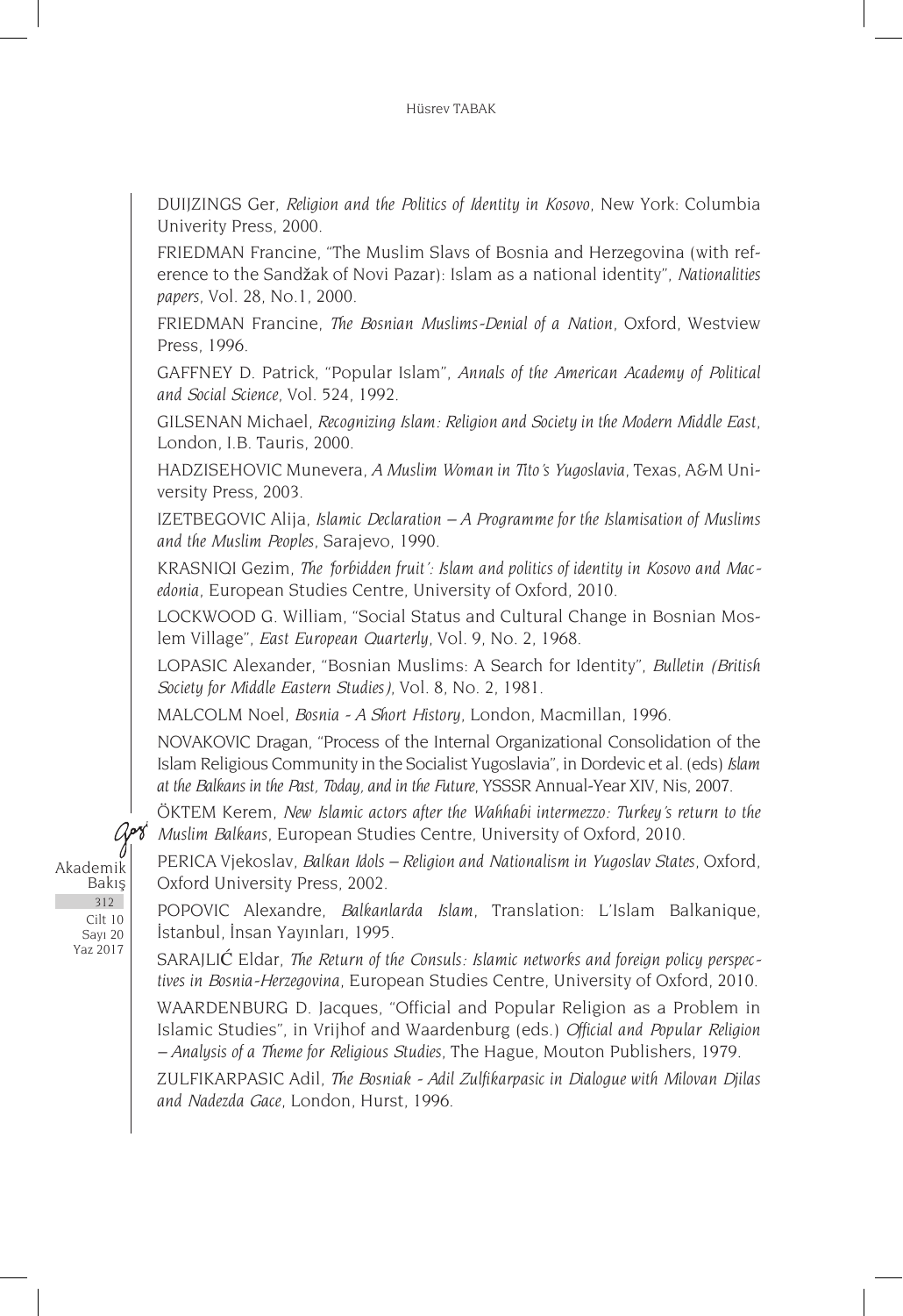DUIJZINGS Ger, *Religion and the Politics of Identity in Kosovo*, New York: Columbia Univerity Press, 2000.

FRIEDMAN Francine, "The Muslim Slavs of Bosnia and Herzegovina (with reference to the Sandžak of Novi Pazar): Islam as a national identity", *Nationalities papers*, Vol. 28, No.1, 2000.

FRIEDMAN Francine, *The Bosnian Muslims-Denial of a Nation*, Oxford, Westview Press, 1996.

GAFFNEY D. Patrick, "Popular Islam", *Annals of the American Academy of Political and Social Science*, Vol. 524, 1992.

GILSENAN Michael, *Recognizing Islam: Religion and Society in the Modern Middle East*, London, I.B. Tauris, 2000.

HADZISEHOVIC Munevera, *A Muslim Woman in Tito's Yugoslavia*, Texas, A&M University Press, 2003.

IZETBEGOVIC Alija, *Islamic Declaration – A Programme for the Islamisation of Muslims and the Muslim Peoples*, Sarajevo, 1990.

KRASNIQI Gezim, *The 'forbidden fruit': Islam and politics of identity in Kosovo and Macedonia*, European Studies Centre, University of Oxford, 2010.

LOCKWOOD G. William, "Social Status and Cultural Change in Bosnian Moslem Village", *East European Quarterly*, Vol. 9, No. 2, 1968.

LOPASIC Alexander, "Bosnian Muslims: A Search for Identity", *Bulletin (British Society for Middle Eastern Studies)*, Vol. 8, No. 2, 1981.

MALCOLM Noel, *Bosnia - A Short History*, London, Macmillan, 1996.

NOVAKOVIC Dragan, "Process of the Internal Organizational Consolidation of the Islam Religious Community in the Socialist Yugoslavia", in Dordevic et al. (eds) *Islam at the Balkans in the Past, Today, and in the Future*, YSSSR Annual-Year XIV, Nis, 2007.

ÖKTEM Kerem, *New Islamic actors after the Wahhabi intermezzo: Turkey's return to the Muslim Balkans*, European Studies Centre, University of Oxford, 2010.

PERICA Vjekoslav, *Balkan Idols – Religion and Nationalism in Yugoslav States*, Oxford, Oxford University Press, 2002.

POPOVIC Alexandre, *Balkanlarda Islam*, Translation: L'Islam Balkanique, İstanbul, İnsan Yayınları, 1995.

SARAJLIĆ Eldar, *The Return of the Consuls: Islamic networks and foreign policy perspectives in Bosnia-Herzegovina*, European Studies Centre, University of Oxford, 2010.

WAARDENBURG D. Jacques, "Official and Popular Religion as a Problem in Islamic Studies", in Vrijhof and Waardenburg (eds.) *Official and Popular Religion – Analysis of a Theme for Religious Studies*, The Hague, Mouton Publishers, 1979.

ZULFIKARPASIC Adil, *The Bosniak - Adil Zulfikarpasic in Dialogue with Milovan Djilas and Nadezda Gace*, London, Hurst, 1996.